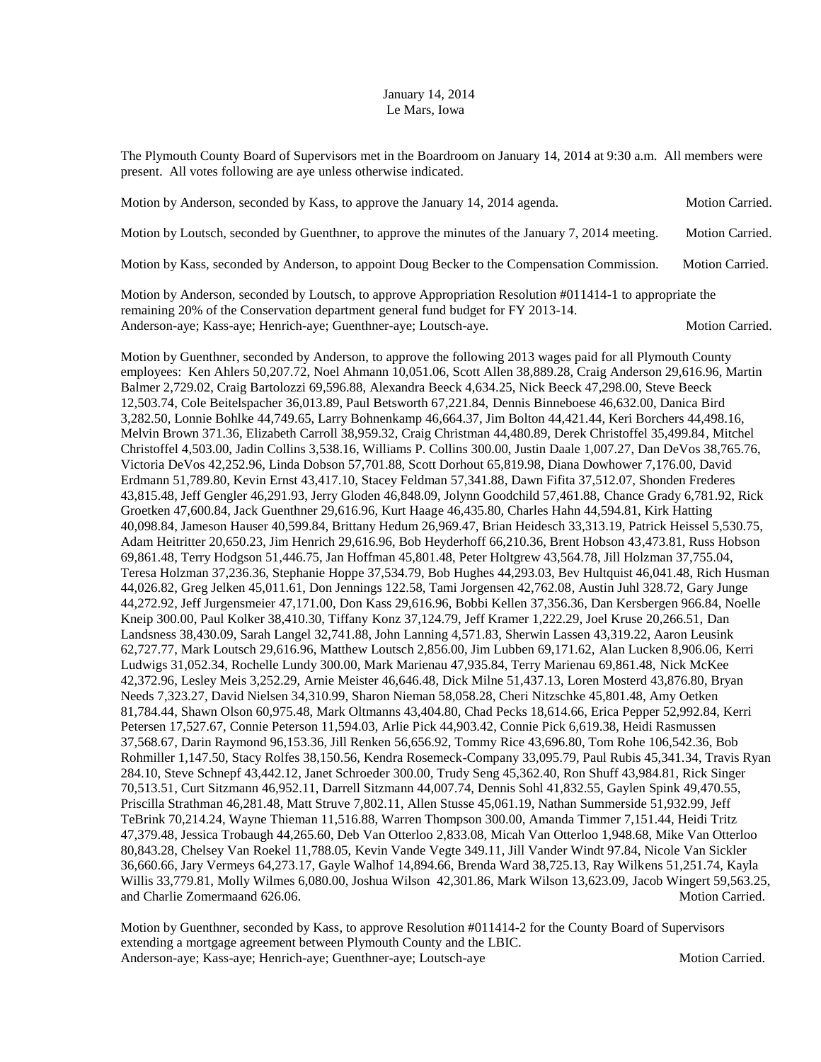January 14, 2014
Le Mars, Iowa

The Plymouth County Board of Supervisors met in the Boardroom on January 14, 2014 at 9:30 a.m. All members were present. All votes following are aye unless otherwise indicated.

Motion by Anderson, seconded by Kass, to approve the January 14, 2014 agenda. Motion Carried.

Motion by Loutsch, seconded by Guenthner, to approve the minutes of the January 7, 2014 meeting. Motion Carried.

Motion by Kass, seconded by Anderson, to appoint Doug Becker to the Compensation Commission. Motion Carried.

Motion by Anderson, seconded by Loutsch, to approve Appropriation Resolution #011414-1 to appropriate the remaining 20% of the Conservation department general fund budget for FY 2013-14.
Anderson-aye; Kass-aye; Henrich-aye; Guenthner-aye; Loutsch-aye. Motion Carried.

Motion by Guenthner, seconded by Anderson, to approve the following 2013 wages paid for all Plymouth County employees: Ken Ahlers 50,207.72, Noel Ahmann 10,051.06, Scott Allen 38,889.28, Craig Anderson 29,616.96, Martin Balmer 2,729.02, Craig Bartolozzi 69,596.88, Alexandra Beeck 4,634.25, Nick Beeck 47,298.00, Steve Beeck 12,503.74, Cole Beitelspacher 36,013.89, Paul Betsworth 67,221.84, Dennis Binneboese 46,632.00, Danica Bird 3,282.50, Lonnie Bohlke 44,749.65, Larry Bohnenkamp 46,664.37, Jim Bolton 44,421.44, Keri Borchers 44,498.16, Melvin Brown 371.36, Elizabeth Carroll 38,959.32, Craig Christman 44,480.89, Derek Christoffel 35,499.84, Mitchel Christoffel 4,503.00, Jadin Collins 3,538.16, Williams P. Collins 300.00, Justin Daale 1,007.27, Dan DeVos 38,765.76, Victoria DeVos 42,252.96, Linda Dobson 57,701.88, Scott Dorhout 65,819.98, Diana Dowhower 7,176.00, David Erdmann 51,789.80, Kevin Ernst 43,417.10, Stacey Feldman 57,341.88, Dawn Fifita 37,512.07, Shonden Frederes 43,815.48, Jeff Gengler 46,291.93, Jerry Gloden 46,848.09, Jolynn Goodchild 57,461.88, Chance Grady 6,781.92, Rick Groetken 47,600.84, Jack Guenthner 29,616.96, Kurt Haage 46,435.80, Charles Hahn 44,594.81, Kirk Hatting 40,098.84, Jameson Hauser 40,599.84, Brittany Hedum 26,969.47, Brian Heidesch 33,313.19, Patrick Heissel 5,530.75, Adam Heitritter 20,650.23, Jim Henrich 29,616.96, Bob Heyderhoff 66,210.36, Brent Hobson 43,473.81, Russ Hobson 69,861.48, Terry Hodgson 51,446.75, Jan Hoffman 45,801.48, Peter Holtgrew 43,564.78, Jill Holzman 37,755.04, Teresa Holzman 37,236.36, Stephanie Hoppe 37,534.79, Bob Hughes 44,293.03, Bev Hultquist 46,041.48, Rich Husman 44,026.82, Greg Jelken 45,011.61, Don Jennings 122.58, Tami Jorgensen 42,762.08, Austin Juhl 328.72, Gary Junge 44,272.92, Jeff Jurgensmeier 47,171.00, Don Kass 29,616.96, Bobbi Kellen 37,356.36, Dan Kersbergen 966.84, Noelle Kneip 300.00, Paul Kolker 38,410.30, Tiffany Konz 37,124.79, Jeff Kramer 1,222.29, Joel Kruse 20,266.51, Dan Landsness 38,430.09, Sarah Langel 32,741.88, John Lanning 4,571.83, Sherwin Lassen 43,319.22, Aaron Leusink 62,727.77, Mark Loutsch 29,616.96, Matthew Loutsch 2,856.00, Jim Lubben 69,171.62, Alan Lucken 8,906.06, Kerri Ludwigs 31,052.34, Rochelle Lundy 300.00, Mark Marienau 47,935.84, Terry Marienau 69,861.48, Nick McKee 42,372.96, Lesley Meis 3,252.29, Arnie Meister 46,646.48, Dick Milne 51,437.13, Loren Mosterd 43,876.80, Bryan Needs 7,323.27, David Nielsen 34,310.99, Sharon Nieman 58,058.28, Cheri Nitzschke 45,801.48, Amy Oetken 81,784.44, Shawn Olson 60,975.48, Mark Oltmanns 43,404.80, Chad Pecks 18,614.66, Erica Pepper 52,992.84, Kerri Petersen 17,527.67, Connie Peterson 11,594.03, Arlie Pick 44,903.42, Connie Pick 6,619.38, Heidi Rasmussen 37,568.67, Darin Raymond 96,153.36, Jill Renken 56,656.92, Tommy Rice 43,696.80, Tom Rohe 106,542.36, Bob Rohmiller 1,147.50, Stacy Rolfes 38,150.56, Kendra Rosemeck-Company 33,095.79, Paul Rubis 45,341.34, Travis Ryan 284.10, Steve Schnepf 43,442.12, Janet Schroeder 300.00, Trudy Seng 45,362.40, Ron Shuff 43,984.81, Rick Singer 70,513.51, Curt Sitzmann 46,952.11, Darrell Sitzmann 44,007.74, Dennis Sohl 41,832.55, Gaylen Spink 49,470.55, Priscilla Strathman 46,281.48, Matt Struve 7,802.11, Allen Stusse 45,061.19, Nathan Summerside 51,932.99, Jeff TeBrink 70,214.24, Wayne Thieman 11,516.88, Warren Thompson 300.00, Amanda Timmer 7,151.44, Heidi Tritz 47,379.48, Jessica Trobaugh 44,265.60, Deb Van Otterloo 2,833.08, Micah Van Otterloo 1,948.68, Mike Van Otterloo 80,843.28, Chelsey Van Roekel 11,788.05, Kevin Vande Vegte 349.11, Jill Vander Windt 97.84, Nicole Van Sickler 36,660.66, Jary Vermeys 64,273.17, Gayle Walhof 14,894.66, Brenda Ward 38,725.13, Ray Wilkens 51,251.74, Kayla Willis 33,779.81, Molly Wilmes 6,080.00, Joshua Wilson 42,301.86, Mark Wilson 13,623.09, Jacob Wingert 59,563.25, and Charlie Zomermaand 626.06. Motion Carried.

Motion by Guenthner, seconded by Kass, to approve Resolution #011414-2 for the County Board of Supervisors extending a mortgage agreement between Plymouth County and the LBIC.
Anderson-aye; Kass-aye; Henrich-aye; Guenthner-aye; Loutsch-aye Motion Carried.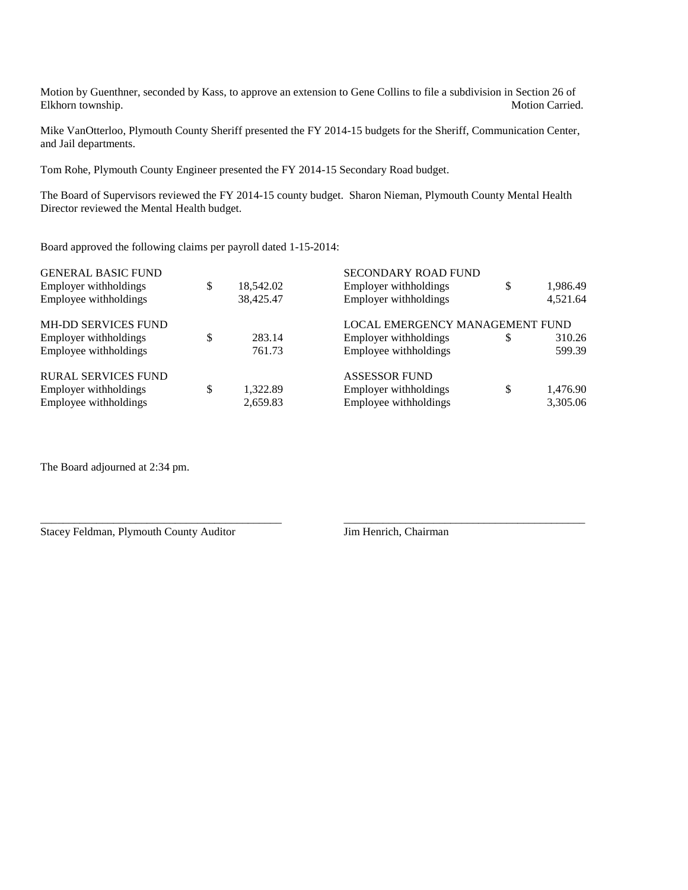Motion by Guenthner, seconded by Kass, to approve an extension to Gene Collins to file a subdivision in Section 26 of Elkhorn township. Motion Carried.

Mike VanOtterloo, Plymouth County Sheriff presented the FY 2014-15 budgets for the Sheriff, Communication Center, and Jail departments.

Tom Rohe, Plymouth County Engineer presented the FY 2014-15 Secondary Road budget.

The Board of Supervisors reviewed the FY 2014-15 county budget. Sharon Nieman, Plymouth County Mental Health Director reviewed the Mental Health budget.

Board approved the following claims per payroll dated 1-15-2014:

| | | | | | |
|---|---|---|---|---|---|
| GENERAL BASIC FUND | | | SECONDARY ROAD FUND | | |
| Employer withholdings | $ | 18,542.02 | Employer withholdings | $ | 1,986.49 |
| Employee withholdings | | 38,425.47 | Employee withholdings | | 4,521.64 |
| MH-DD SERVICES FUND | | | LOCAL EMERGENCY MANAGEMENT FUND | | |
| Employer withholdings | $ | 283.14 | Employer withholdings | $ | 310.26 |
| Employee withholdings | | 761.73 | Employee withholdings | | 599.39 |
| RURAL SERVICES FUND | | | ASSESSOR FUND | | |
| Employer withholdings | $ | 1,322.89 | Employer withholdings | $ | 1,476.90 |
| Employee withholdings | | 2,659.83 | Employee withholdings | | 3,305.06 |

The Board adjourned at 2:34 pm.

\_\_\_\_\_\_\_\_\_\_\_\_\_\_\_\_\_\_\_\_\_\_\_\_\_\_\_\_\_\_\_\_\_\_\_\_\_\_\_\_\_\_
Stacey Feldman, Plymouth County Auditor

\_\_\_\_\_\_\_\_\_\_\_\_\_\_\_\_\_\_\_\_\_\_\_\_\_\_\_\_\_\_\_\_\_\_\_\_\_\_\_\_\_\_
Jim Henrich, Chairman